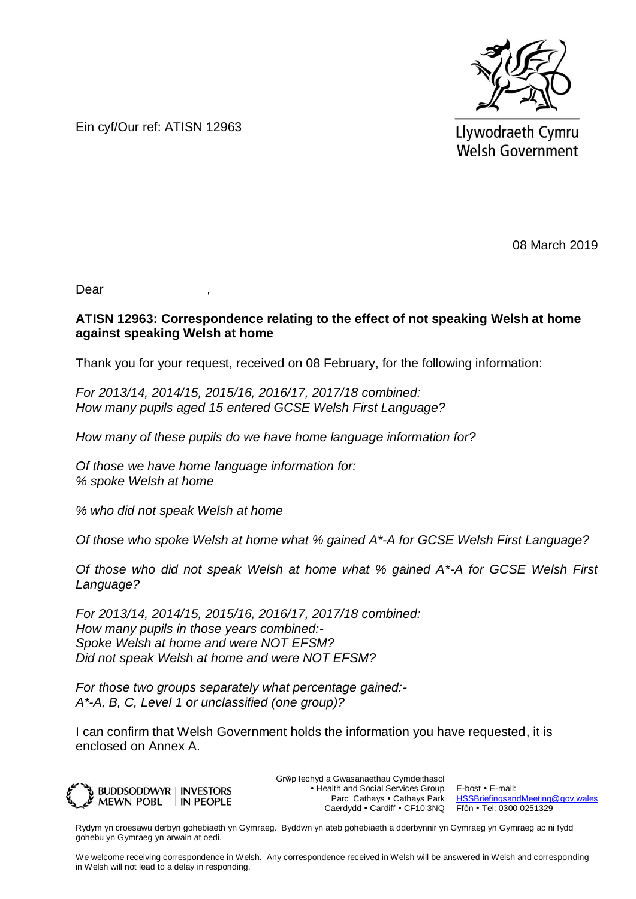Ein cyf/Our ref: ATISN 12963

Llywodraeth Cymru
Welsh Government

08 March 2019

Dear ,

**ATISN 12963: Correspondence relating to the effect of not speaking Welsh at home against speaking Welsh at home**

Thank you for your request, received on 08 February, for the following information:

*For 2013/14, 2014/15, 2015/16, 2016/17, 2017/18 combined:*
*How many pupils aged 15 entered GCSE Welsh First Language?*

*How many of these pupils do we have home language information for?*

*Of those we have home language information for:*
*% spoke Welsh at home*

*% who did not speak Welsh at home*

*Of those who spoke Welsh at home what % gained A*-A for GCSE Welsh First Language?*

*Of those who did not speak Welsh at home what % gained A*-A for GCSE Welsh First Language?*

*For 2013/14, 2014/15, 2015/16, 2016/17, 2017/18 combined:*
*How many pupils in those years combined:-*
*Spoke Welsh at home and were NOT EFSM?*
*Did not speak Welsh at home and were NOT EFSM?*

*For those two groups separately what percentage gained:-*
*A*-A, B, C, Level 1 or unclassified (one group)?*

I can confirm that Welsh Government holds the information you have requested, it is enclosed on Annex A.

BUDDSODDWYR MEWN POBL | INVESTORS IN PEOPLE

Grŵp Iechyd a Gwasanaethau Cymdeithasol • Health and Social Services Group
Parc Cathays • Cathays Park
Caerdydd • Cardiff • CF10 3NQ

E-bost • E-mail: HSSBriefingsandMeeting@gov.wales
Ffôn • Tel: 0300 0251329

Rydym yn croesawu derbyn gohebiaeth yn Gymraeg. Byddwn yn ateb gohebiaeth a dderbynnir yn Gymraeg yn Gymraeg ac ni fydd gohebu yn Gymraeg yn arwain at oedi.

We welcome receiving correspondence in Welsh. Any correspondence received in Welsh will be answered in Welsh and corresponding in Welsh will not lead to a delay in responding.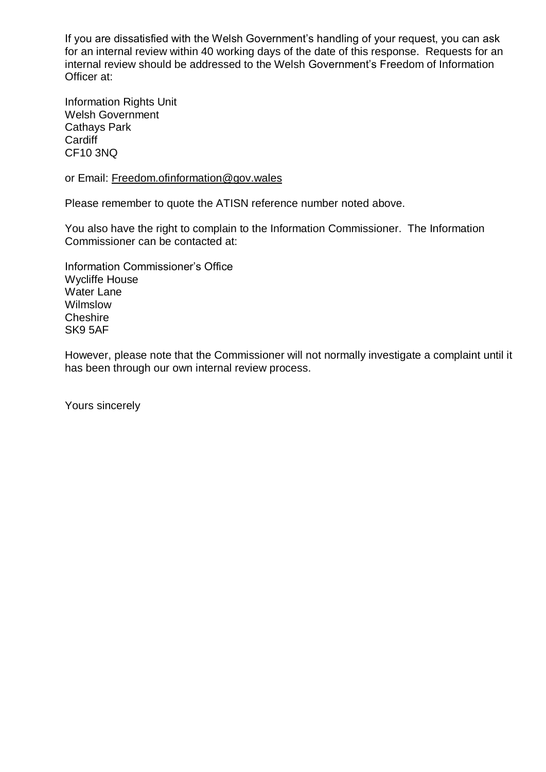If you are dissatisfied with the Welsh Government's handling of your request, you can ask for an internal review within 40 working days of the date of this response. Requests for an internal review should be addressed to the Welsh Government's Freedom of Information Officer at:

Information Rights Unit
Welsh Government
Cathays Park
Cardiff
CF10 3NQ

or Email: Freedom.ofinformation@gov.wales

Please remember to quote the ATISN reference number noted above.

You also have the right to complain to the Information Commissioner. The Information Commissioner can be contacted at:

Information Commissioner's Office
Wycliffe House
Water Lane
Wilmslow
Cheshire
SK9 5AF

However, please note that the Commissioner will not normally investigate a complaint until it has been through our own internal review process.

Yours sincerely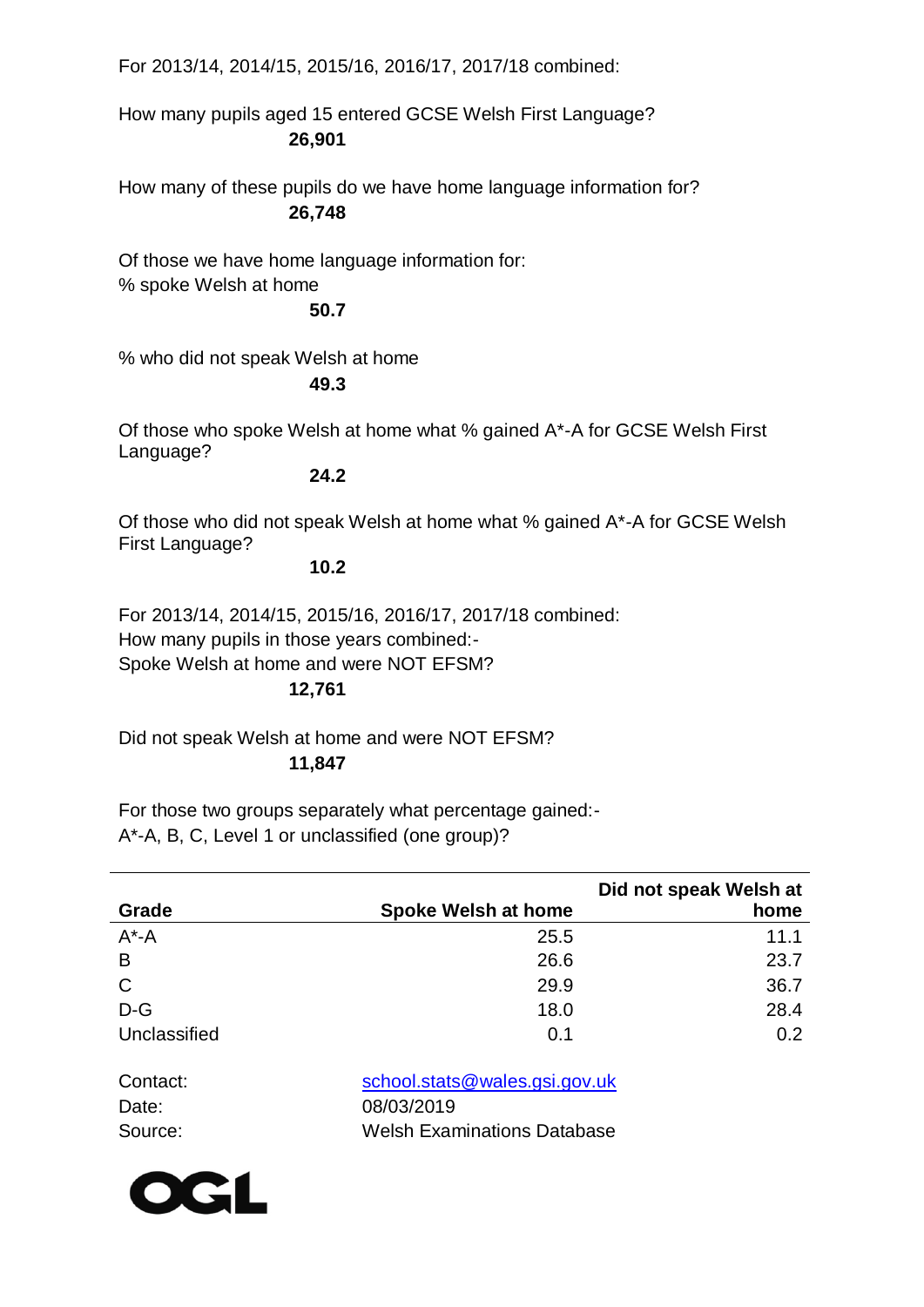For 2013/14, 2014/15, 2015/16, 2016/17, 2017/18 combined:

How many pupils aged 15 entered GCSE Welsh First Language?

**26,901**

How many of these pupils do we have home language information for?

**26,748**

Of those we have home language information for:
% spoke Welsh at home

**50.7**

% who did not speak Welsh at home

**49.3**

Of those who spoke Welsh at home what % gained A*-A for GCSE Welsh First Language?

**24.2**

Of those who did not speak Welsh at home what % gained A*-A for GCSE Welsh First Language?

**10.2**

For 2013/14, 2014/15, 2015/16, 2016/17, 2017/18 combined:
How many pupils in those years combined:-
Spoke Welsh at home and were NOT EFSM?

**12,761**

Did not speak Welsh at home and were NOT EFSM?

**11,847**

For those two groups separately what percentage gained:-
A*-A, B, C, Level 1 or unclassified (one group)?

| Grade | Spoke Welsh at home | Did not speak Welsh at home |
|---|---|---|
| A*-A | 25.5 | 11.1 |
| B | 26.6 | 23.7 |
| C | 29.9 | 36.7 |
| D-G | 18.0 | 28.4 |
| Unclassified | 0.1 | 0.2 |

Contact: school.stats@wales.gsi.gov.uk
Date: 08/03/2019
Source: Welsh Examinations Database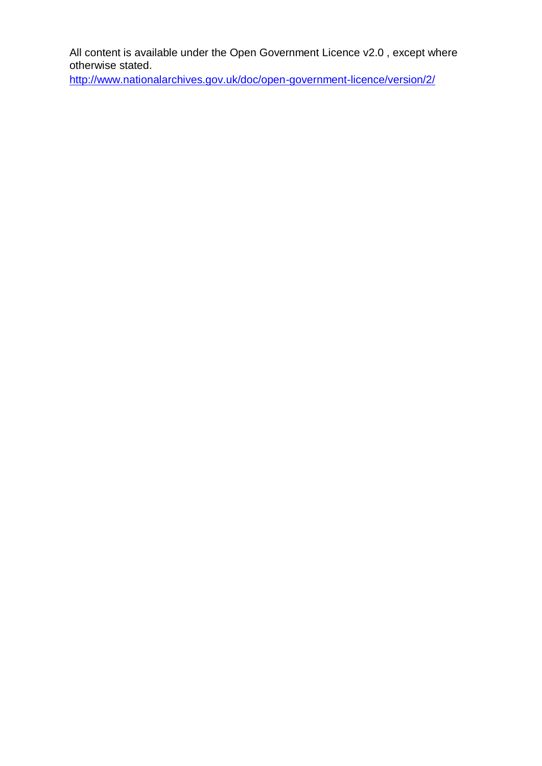All content is available under the Open Government Licence v2.0 , except where otherwise stated.
http://www.nationalarchives.gov.uk/doc/open-government-licence/version/2/